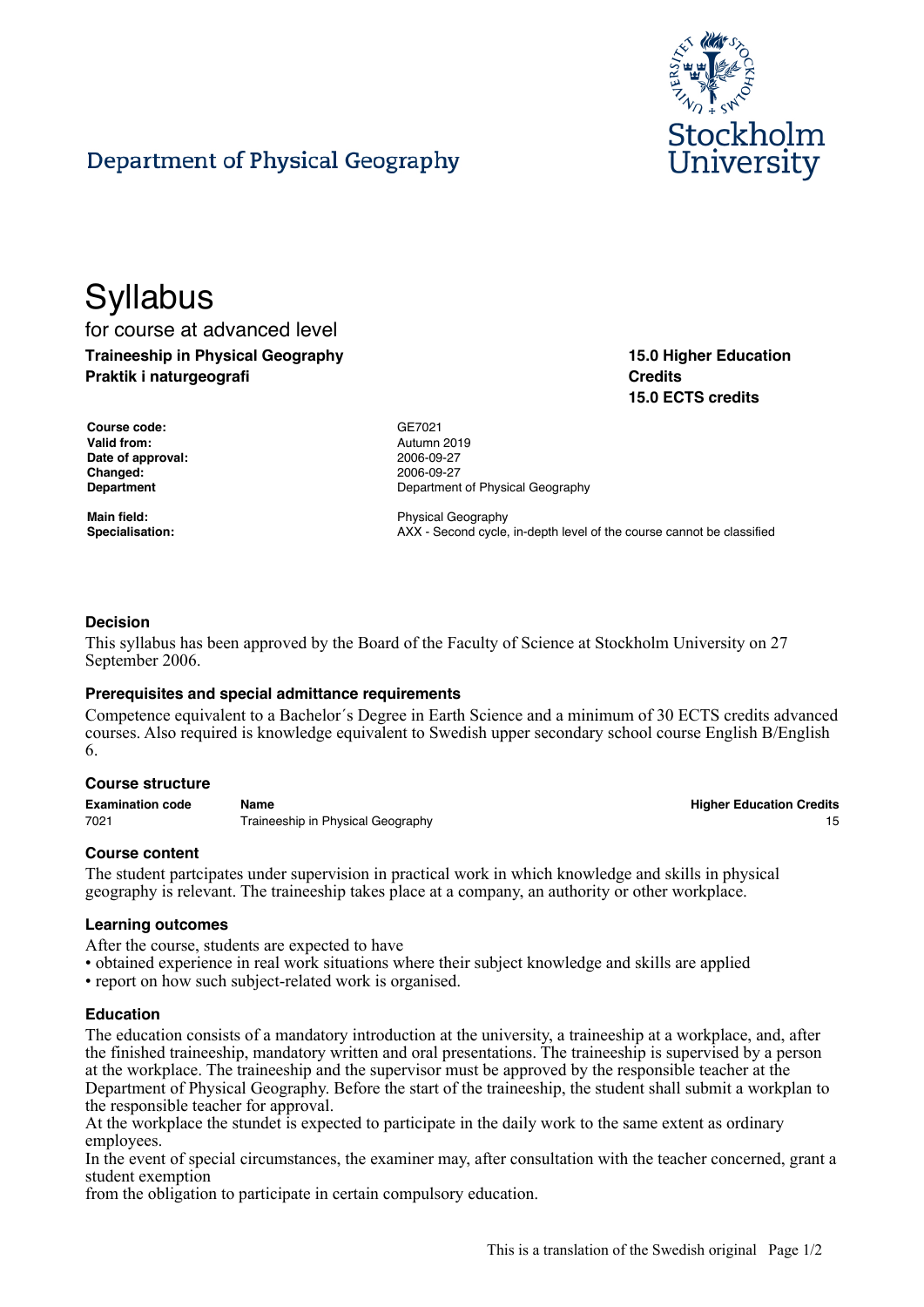Department of Physical Geography

Stockholm University

# Syllabus

for course at advanced level

**Traineeship in Physical Geography**
**Praktik i naturgeografi**

**15.0 Higher Education Credits**
**15.0 ECTS credits**

| | |
|---|---|
| **Course code:** | GE7021 |
| **Valid from:** | Autumn 2019 |
| **Date of approval:** | 2006-09-27 |
| **Changed:** | 2006-09-27 |
| **Department** | Department of Physical Geography |
| **Main field:** | Physical Geography |
| **Specialisation:** | AXX - Second cycle, in-depth level of the course cannot be classified |

### Decision

This syllabus has been approved by the Board of the Faculty of Science at Stockholm University on 27 September 2006.

### Prerequisites and special admittance requirements

Competence equivalent to a Bachelor´s Degree in Earth Science and a minimum of 30 ECTS credits advanced courses. Also required is knowledge equivalent to Swedish upper secondary school course English B/English 6.

### Course structure

| Examination code | Name | Higher Education Credits |
|---|---|---|
| 7021 | Traineeship in Physical Geography | 15 |

### Course content

The student partcipates under supervision in practical work in which knowledge and skills in physical geography is relevant. The traineeship takes place at a company, an authority or other workplace.

### Learning outcomes

After the course, students are expected to have
- obtained experience in real work situations where their subject knowledge and skills are applied
- report on how such subject-related work is organised.

### Education

The education consists of a mandatory introduction at the university, a traineeship at a workplace, and, after the finished traineeship, mandatory written and oral presentations. The traineeship is supervised by a person at the workplace. The traineeship and the supervisor must be approved by the responsible teacher at the Department of Physical Geography. Before the start of the traineeship, the student shall submit a workplan to the responsible teacher for approval.
At the workplace the stundet is expected to participate in the daily work to the same extent as ordinary employees.
In the event of special circumstances, the examiner may, after consultation with the teacher concerned, grant a student exemption
from the obligation to participate in certain compulsory education.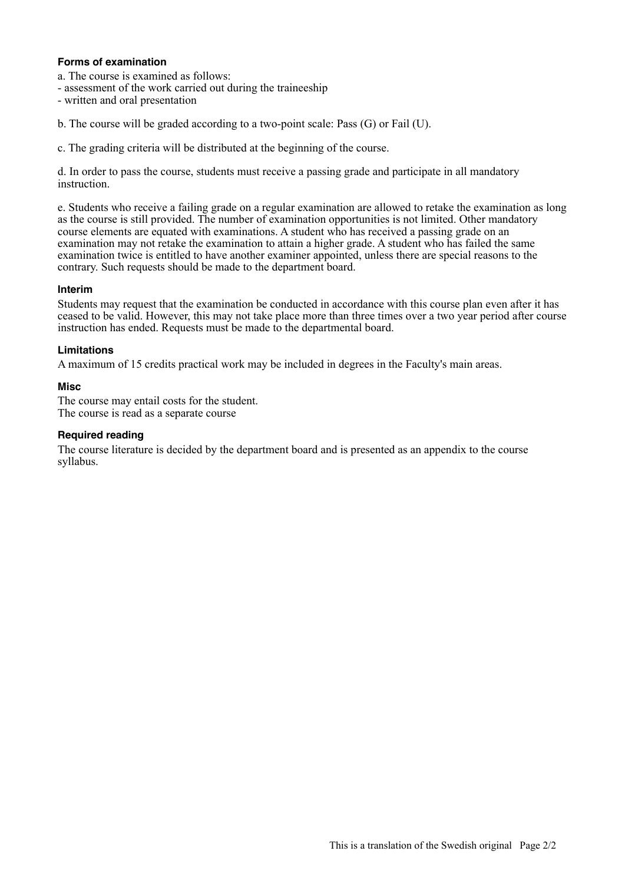### Forms of examination

a. The course is examined as follows:
- assessment of the work carried out during the traineeship
- written and oral presentation

b. The course will be graded according to a two-point scale: Pass (G) or Fail (U).

c. The grading criteria will be distributed at the beginning of the course.

d. In order to pass the course, students must receive a passing grade and participate in all mandatory instruction.

e. Students who receive a failing grade on a regular examination are allowed to retake the examination as long as the course is still provided. The number of examination opportunities is not limited. Other mandatory course elements are equated with examinations. A student who has received a passing grade on an examination may not retake the examination to attain a higher grade. A student who has failed the same examination twice is entitled to have another examiner appointed, unless there are special reasons to the contrary. Such requests should be made to the department board.

### Interim

Students may request that the examination be conducted in accordance with this course plan even after it has ceased to be valid. However, this may not take place more than three times over a two year period after course instruction has ended. Requests must be made to the departmental board.

### Limitations

A maximum of 15 credits practical work may be included in degrees in the Faculty's main areas.

### Misc

The course may entail costs for the student.
The course is read as a separate course

### Required reading

The course literature is decided by the department board and is presented as an appendix to the course syllabus.